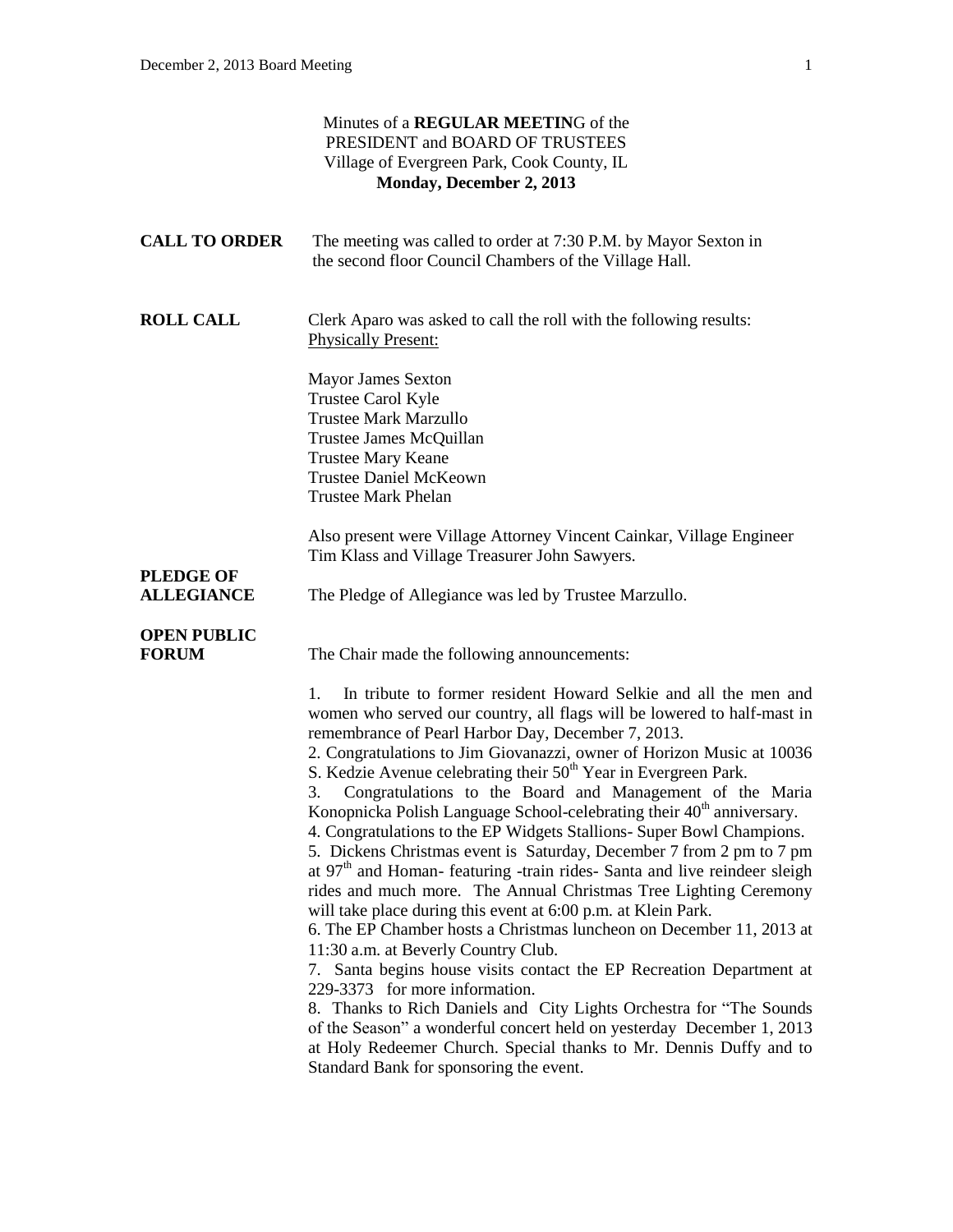Minutes of a **REGULAR MEETIN**G of the
PRESIDENT and BOARD OF TRUSTEES
Village of Evergreen Park, Cook County, IL
**Monday, December 2, 2013**

**CALL TO ORDER** The meeting was called to order at 7:30 P.M. by Mayor Sexton in the second floor Council Chambers of the Village Hall.

**ROLL CALL** Clerk Aparo was asked to call the roll with the following results:
Physically Present:

Mayor James Sexton
Trustee Carol Kyle
Trustee Mark Marzullo
Trustee James McQuillan
Trustee Mary Keane
Trustee Daniel McKeown
Trustee Mark Phelan

Also present were Village Attorney Vincent Cainkar, Village Engineer Tim Klass and Village Treasurer John Sawyers.

**PLEDGE OF ALLEGIANCE** The Pledge of Allegiance was led by Trustee Marzullo.

**OPEN PUBLIC FORUM** The Chair made the following announcements:

1. In tribute to former resident Howard Selkie and all the men and women who served our country, all flags will be lowered to half-mast in remembrance of Pearl Harbor Day, December 7, 2013.
2. Congratulations to Jim Giovanazzi, owner of Horizon Music at 10036 S. Kedzie Avenue celebrating their 50th Year in Evergreen Park.
3. Congratulations to the Board and Management of the Maria Konopnicka Polish Language School-celebrating their 40th anniversary.
4. Congratulations to the EP Widgets Stallions- Super Bowl Champions.
5. Dickens Christmas event is Saturday, December 7 from 2 pm to 7 pm at 97th and Homan- featuring -train rides- Santa and live reindeer sleigh rides and much more. The Annual Christmas Tree Lighting Ceremony will take place during this event at 6:00 p.m. at Klein Park.
6. The EP Chamber hosts a Christmas luncheon on December 11, 2013 at 11:30 a.m. at Beverly Country Club.
7. Santa begins house visits contact the EP Recreation Department at 229-3373 for more information.
8. Thanks to Rich Daniels and City Lights Orchestra for "The Sounds of the Season" a wonderful concert held on yesterday December 1, 2013 at Holy Redeemer Church. Special thanks to Mr. Dennis Duffy and to Standard Bank for sponsoring the event.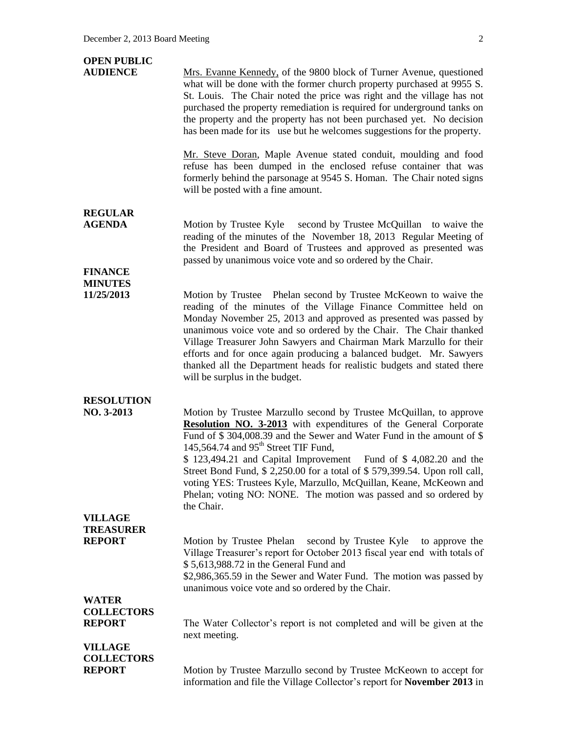**OPEN PUBLIC AUDIENCE**

Mrs. Evanne Kennedy, of the 9800 block of Turner Avenue, questioned what will be done with the former church property purchased at 9955 S. St. Louis. The Chair noted the price was right and the village has not purchased the property remediation is required for underground tanks on the property and the property has not been purchased yet. No decision has been made for its use but he welcomes suggestions for the property.

Mr. Steve Doran, Maple Avenue stated conduit, moulding and food refuse has been dumped in the enclosed refuse container that was formerly behind the parsonage at 9545 S. Homan. The Chair noted signs will be posted with a fine amount.

**REGULAR AGENDA**

Motion by Trustee Kyle second by Trustee McQuillan to waive the reading of the minutes of the November 18, 2013 Regular Meeting of the President and Board of Trustees and approved as presented was passed by unanimous voice vote and so ordered by the Chair.

**FINANCE MINUTES 11/25/2013**

Motion by Trustee Phelan second by Trustee McKeown to waive the reading of the minutes of the Village Finance Committee held on Monday November 25, 2013 and approved as presented was passed by unanimous voice vote and so ordered by the Chair. The Chair thanked Village Treasurer John Sawyers and Chairman Mark Marzullo for their efforts and for once again producing a balanced budget. Mr. Sawyers thanked all the Department heads for realistic budgets and stated there will be surplus in the budget.

**RESOLUTION NO. 3-2013**

Motion by Trustee Marzullo second by Trustee McQuillan, to approve **Resolution NO. 3-2013** with expenditures of the General Corporate Fund of $ 304,008.39 and the Sewer and Water Fund in the amount of $ 145,564.74 and 95th Street TIF Fund, $ 123,494.21 and Capital Improvement Fund of $ 4,082.20 and the Street Bond Fund, $ 2,250.00 for a total of $ 579,399.54. Upon roll call, voting YES: Trustees Kyle, Marzullo, McQuillan, Keane, McKeown and Phelan; voting NO: NONE. The motion was passed and so ordered by the Chair.

**VILLAGE TREASURER REPORT**

Motion by Trustee Phelan second by Trustee Kyle to approve the Village Treasurer's report for October 2013 fiscal year end with totals of $ 5,613,988.72 in the General Fund and $2,986,365.59 in the Sewer and Water Fund. The motion was passed by unanimous voice vote and so ordered by the Chair.

**WATER COLLECTORS REPORT**

The Water Collector's report is not completed and will be given at the next meeting.

**VILLAGE COLLECTORS REPORT**

Motion by Trustee Marzullo second by Trustee McKeown to accept for information and file the Village Collector's report for **November 2013** in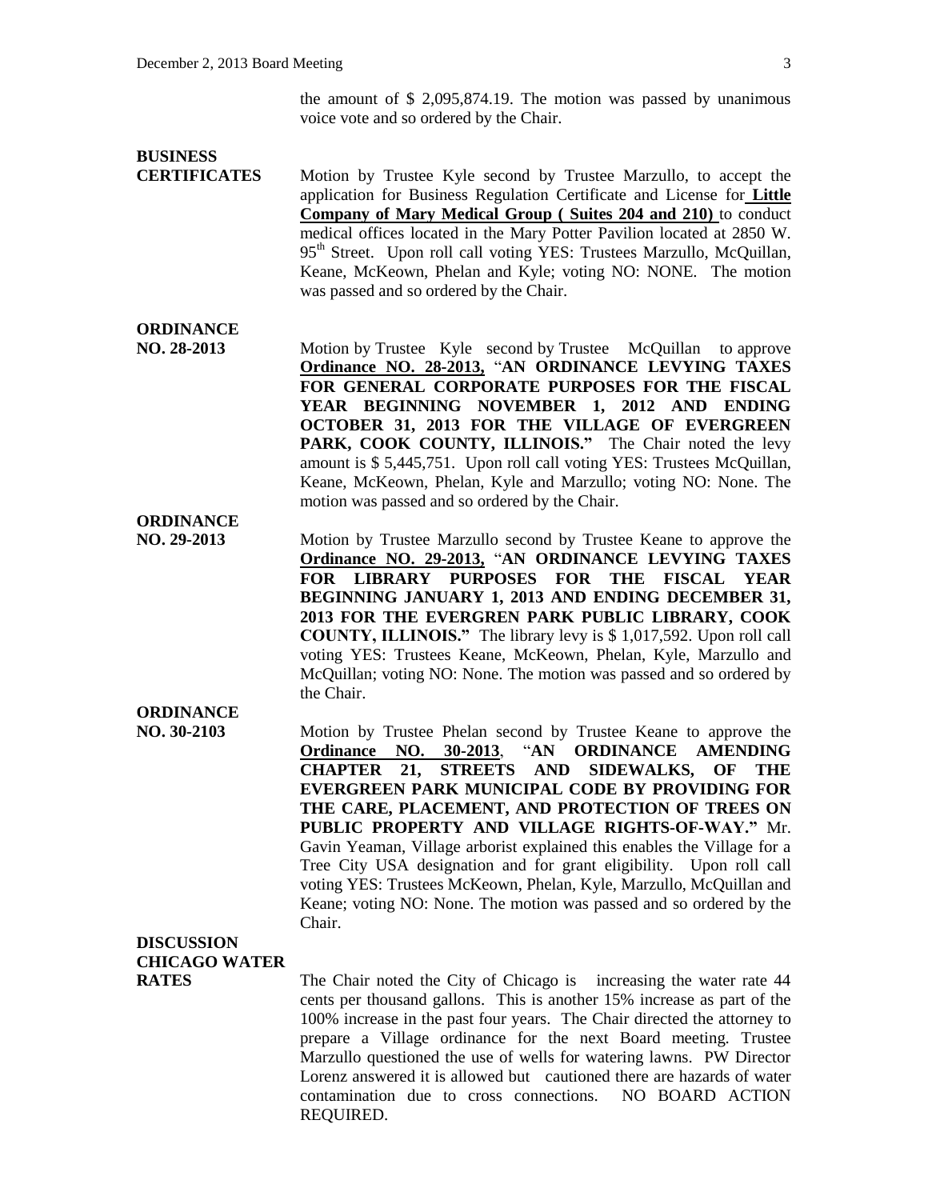the amount of $ 2,095,874.19. The motion was passed by unanimous voice vote and so ordered by the Chair.

**BUSINESS CERTIFICATES**

Motion by Trustee Kyle second by Trustee Marzullo, to accept the application for Business Regulation Certificate and License for **Little Company of Mary Medical Group ( Suites 204 and 210)** to conduct medical offices located in the Mary Potter Pavilion located at 2850 W. 95th Street. Upon roll call voting YES: Trustees Marzullo, McQuillan, Keane, McKeown, Phelan and Kyle; voting NO: NONE. The motion was passed and so ordered by the Chair.

**ORDINANCE NO. 28-2013**

Motion by Trustee Kyle second by Trustee McQuillan to approve **Ordinance NO. 28-2013,** "**AN ORDINANCE LEVYING TAXES FOR GENERAL CORPORATE PURPOSES FOR THE FISCAL YEAR BEGINNING NOVEMBER 1, 2012 AND ENDING OCTOBER 31, 2013 FOR THE VILLAGE OF EVERGREEN PARK, COOK COUNTY, ILLINOIS.**" The Chair noted the levy amount is $ 5,445,751. Upon roll call voting YES: Trustees McQuillan, Keane, McKeown, Phelan, Kyle and Marzullo; voting NO: None. The motion was passed and so ordered by the Chair.

**ORDINANCE NO. 29-2013**

Motion by Trustee Marzullo second by Trustee Keane to approve the **Ordinance NO. 29-2013,** "**AN ORDINANCE LEVYING TAXES FOR LIBRARY PURPOSES FOR THE FISCAL YEAR BEGINNING JANUARY 1, 2013 AND ENDING DECEMBER 31, 2013 FOR THE EVERGREN PARK PUBLIC LIBRARY, COOK COUNTY, ILLINOIS.**" The library levy is $ 1,017,592. Upon roll call voting YES: Trustees Keane, McKeown, Phelan, Kyle, Marzullo and McQuillan; voting NO: None. The motion was passed and so ordered by the Chair.

**ORDINANCE NO. 30-2103**

Motion by Trustee Phelan second by Trustee Keane to approve the **Ordinance NO. 30-2013**, "**AN ORDINANCE AMENDING CHAPTER 21, STREETS AND SIDEWALKS, OF THE EVERGREEN PARK MUNICIPAL CODE BY PROVIDING FOR THE CARE, PLACEMENT, AND PROTECTION OF TREES ON PUBLIC PROPERTY AND VILLAGE RIGHTS-OF-WAY.**" Mr. Gavin Yeaman, Village arborist explained this enables the Village for a Tree City USA designation and for grant eligibility. Upon roll call voting YES: Trustees McKeown, Phelan, Kyle, Marzullo, McQuillan and Keane; voting NO: None. The motion was passed and so ordered by the Chair.

**DISCUSSION CHICAGO WATER RATES**

The Chair noted the City of Chicago is increasing the water rate 44 cents per thousand gallons. This is another 15% increase as part of the 100% increase in the past four years. The Chair directed the attorney to prepare a Village ordinance for the next Board meeting. Trustee Marzullo questioned the use of wells for watering lawns. PW Director Lorenz answered it is allowed but cautioned there are hazards of water contamination due to cross connections. NO BOARD ACTION REQUIRED.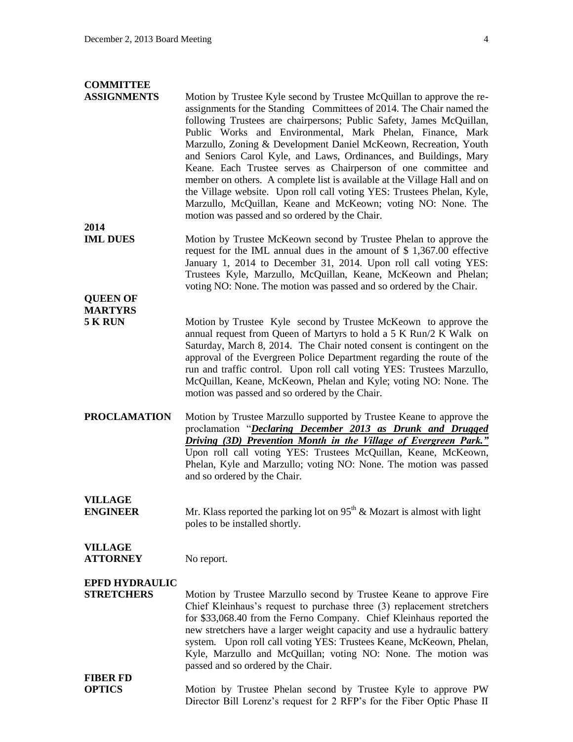**COMMITTEE ASSIGNMENTS**

Motion by Trustee Kyle second by Trustee McQuillan to approve the re-assignments for the Standing Committees of 2014. The Chair named the following Trustees are chairpersons; Public Safety, James McQuillan, Public Works and Environmental, Mark Phelan, Finance, Mark Marzullo, Zoning & Development Daniel McKeown, Recreation, Youth and Seniors Carol Kyle, and Laws, Ordinances, and Buildings, Mary Keane. Each Trustee serves as Chairperson of one committee and member on others. A complete list is available at the Village Hall and on the Village website. Upon roll call voting YES: Trustees Phelan, Kyle, Marzullo, McQuillan, Keane and McKeown; voting NO: None. The motion was passed and so ordered by the Chair.

**2014 IML DUES**

Motion by Trustee McKeown second by Trustee Phelan to approve the request for the IML annual dues in the amount of $ 1,367.00 effective January 1, 2014 to December 31, 2014. Upon roll call voting YES: Trustees Kyle, Marzullo, McQuillan, Keane, McKeown and Phelan; voting NO: None. The motion was passed and so ordered by the Chair.

**QUEEN OF MARTYRS 5 K RUN**

Motion by Trustee Kyle second by Trustee McKeown to approve the annual request from Queen of Martyrs to hold a 5 K Run/2 K Walk on Saturday, March 8, 2014. The Chair noted consent is contingent on the approval of the Evergreen Police Department regarding the route of the run and traffic control. Upon roll call voting YES: Trustees Marzullo, McQuillan, Keane, McKeown, Phelan and Kyle; voting NO: None. The motion was passed and so ordered by the Chair.

**PROCLAMATION**

Motion by Trustee Marzullo supported by Trustee Keane to approve the proclamation "***Declaring December 2013 as Drunk and Drugged Driving (3D) Prevention Month in the Village of Evergreen Park."*** Upon roll call voting YES: Trustees McQuillan, Keane, McKeown, Phelan, Kyle and Marzullo; voting NO: None. The motion was passed and so ordered by the Chair.

**VILLAGE ENGINEER**

Mr. Klass reported the parking lot on 95th & Mozart is almost with light poles to be installed shortly.

**VILLAGE ATTORNEY**

No report.

**EPFD HYDRAULIC STRETCHERS**

Motion by Trustee Marzullo second by Trustee Keane to approve Fire Chief Kleinhaus's request to purchase three (3) replacement stretchers for $33,068.40 from the Ferno Company. Chief Kleinhaus reported the new stretchers have a larger weight capacity and use a hydraulic battery system. Upon roll call voting YES: Trustees Keane, McKeown, Phelan, Kyle, Marzullo and McQuillan; voting NO: None. The motion was passed and so ordered by the Chair.

**FIBER FD OPTICS**

Motion by Trustee Phelan second by Trustee Kyle to approve PW Director Bill Lorenz's request for 2 RFP's for the Fiber Optic Phase II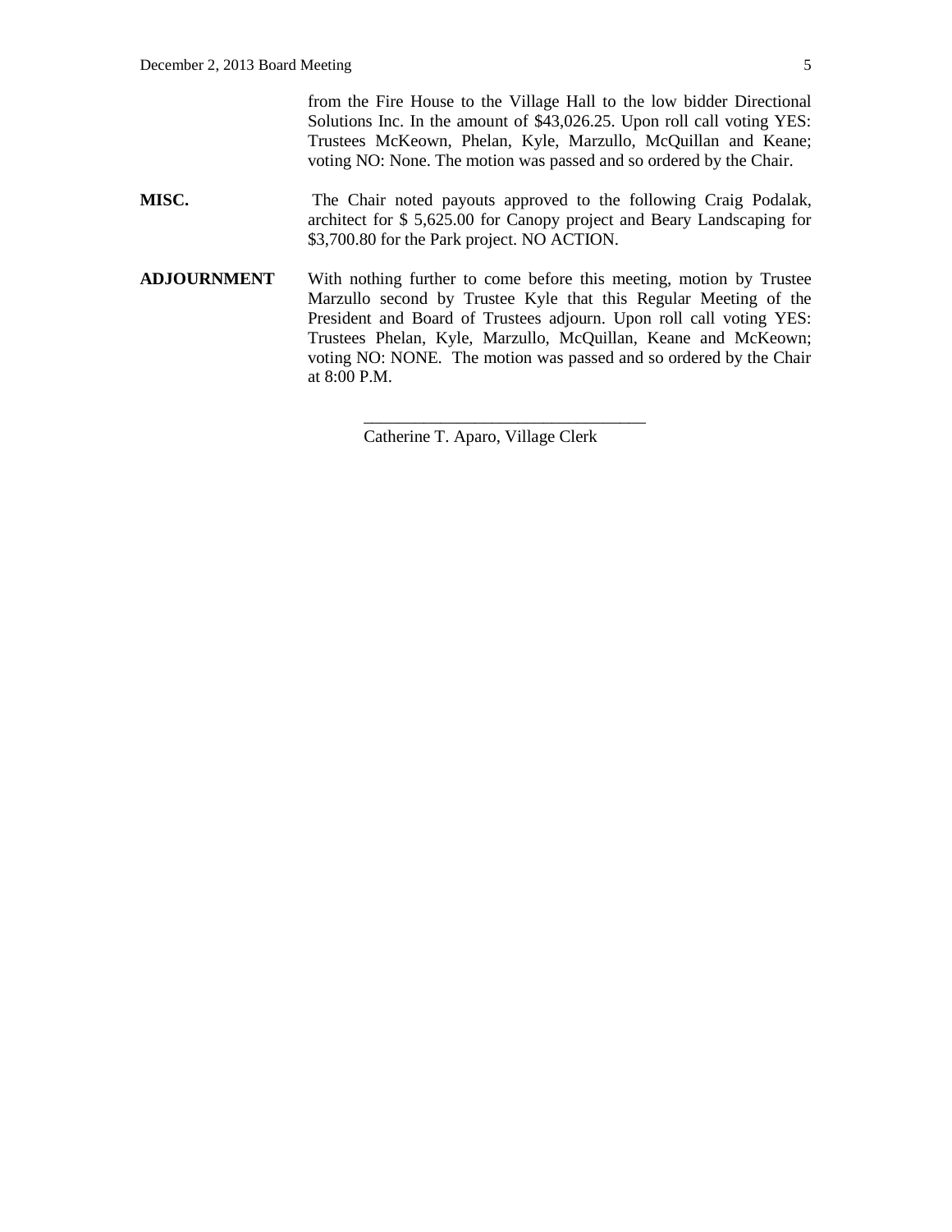from the Fire House to the Village Hall to the low bidder Directional Solutions Inc. In the amount of $43,026.25. Upon roll call voting YES: Trustees McKeown, Phelan, Kyle, Marzullo, McQuillan and Keane; voting NO: None. The motion was passed and so ordered by the Chair.

**MISC.** The Chair noted payouts approved to the following Craig Podalak, architect for $ 5,625.00 for Canopy project and Beary Landscaping for $3,700.80 for the Park project. NO ACTION.

**ADJOURNMENT** With nothing further to come before this meeting, motion by Trustee Marzullo second by Trustee Kyle that this Regular Meeting of the President and Board of Trustees adjourn. Upon roll call voting YES: Trustees Phelan, Kyle, Marzullo, McQuillan, Keane and McKeown; voting NO: NONE. The motion was passed and so ordered by the Chair at 8:00 P.M.

\_\_\_\_\_\_\_\_\_\_\_\_\_\_\_\_\_\_\_\_\_\_\_\_\_\_\_\_\_\_\_\_\_

Catherine T. Aparo, Village Clerk